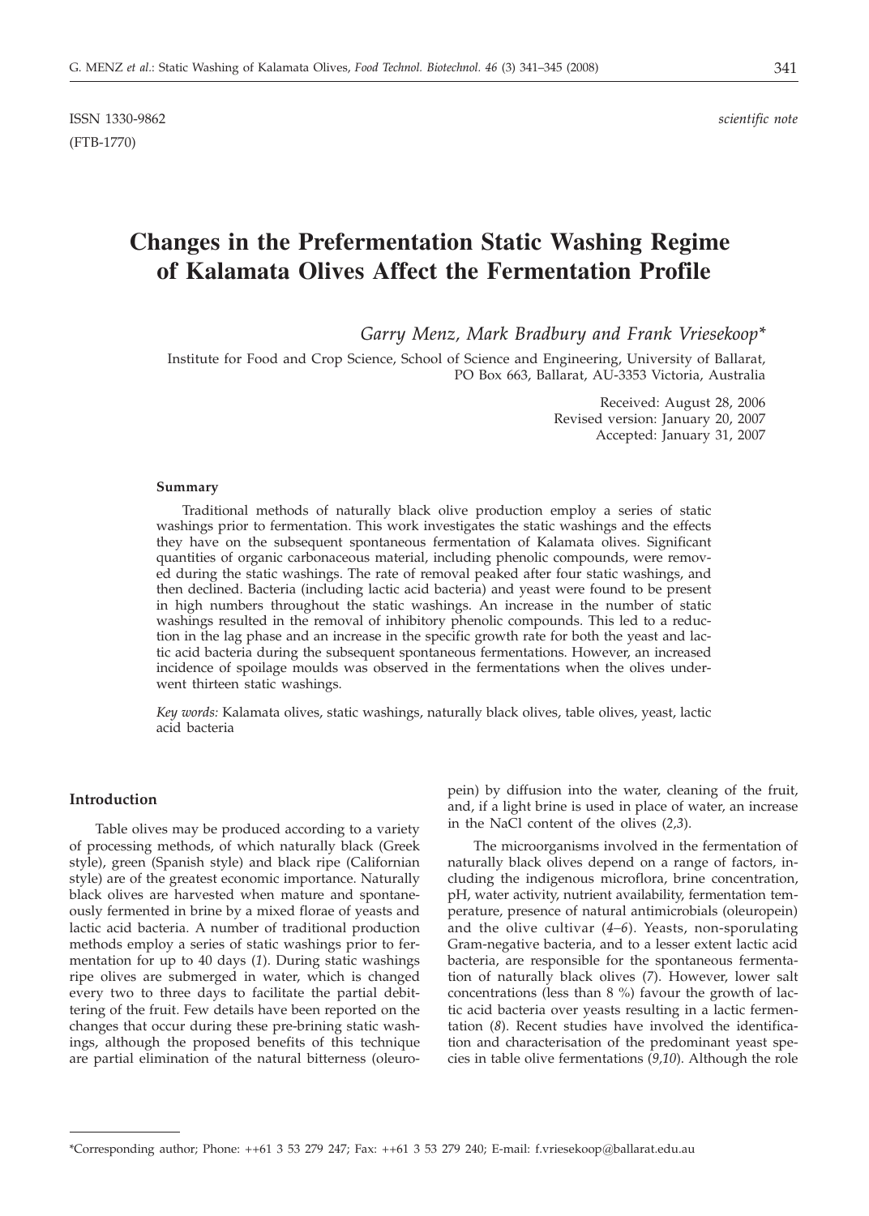ISSN 1330-9862 *scientific note*

(FTB-1770)

# Changes in the Prefermentation Static Washing Regime of Kalamata Olives Affect the Fermentation Profile

*Garry Menz, Mark Bradbury and Frank Vriesekoop\**

Institute for Food and Crop Science, School of Science and Engineering, University of Ballarat, PO Box 663, Ballarat, AU-3353 Victoria, Australia

Received: August 28, 2006
Revised version: January 20, 2007
Accepted: January 31, 2007

### Summary

Traditional methods of naturally black olive production employ a series of static washings prior to fermentation. This work investigates the static washings and the effects they have on the subsequent spontaneous fermentation of Kalamata olives. Significant quantities of organic carbonaceous material, including phenolic compounds, were removed during the static washings. The rate of removal peaked after four static washings, and then declined. Bacteria (including lactic acid bacteria) and yeast were found to be present in high numbers throughout the static washings. An increase in the number of static washings resulted in the removal of inhibitory phenolic compounds. This led to a reduction in the lag phase and an increase in the specific growth rate for both the yeast and lactic acid bacteria during the subsequent spontaneous fermentations. However, an increased incidence of spoilage moulds was observed in the fermentations when the olives underwent thirteen static washings.

*Key words:* Kalamata olives, static washings, naturally black olives, table olives, yeast, lactic acid bacteria

## Introduction

Table olives may be produced according to a variety of processing methods, of which naturally black (Greek style), green (Spanish style) and black ripe (Californian style) are of the greatest economic importance. Naturally black olives are harvested when mature and spontaneously fermented in brine by a mixed florae of yeasts and lactic acid bacteria. A number of traditional production methods employ a series of static washings prior to fermentation for up to 40 days (*1*). During static washings ripe olives are submerged in water, which is changed every two to three days to facilitate the partial debittering of the fruit. Few details have been reported on the changes that occur during these pre-brining static washings, although the proposed benefits of this technique are partial elimination of the natural bitterness (oleuropein) by diffusion into the water, cleaning of the fruit, and, if a light brine is used in place of water, an increase in the NaCl content of the olives (*2,3*).

The microorganisms involved in the fermentation of naturally black olives depend on a range of factors, including the indigenous microflora, brine concentration, pH, water activity, nutrient availability, fermentation temperature, presence of natural antimicrobials (oleuropein) and the olive cultivar (*4–6*). Yeasts, non-sporulating Gram-negative bacteria, and to a lesser extent lactic acid bacteria, are responsible for the spontaneous fermentation of naturally black olives (*7*). However, lower salt concentrations (less than 8 %) favour the growth of lactic acid bacteria over yeasts resulting in a lactic fermentation (*8*). Recent studies have involved the identification and characterisation of the predominant yeast species in table olive fermentations (*9,10*). Although the role

---

\*Corresponding author; Phone: ++61 3 53 279 247; Fax: ++61 3 53 279 240; E-mail: f.vriesekoop@ballarat.edu.au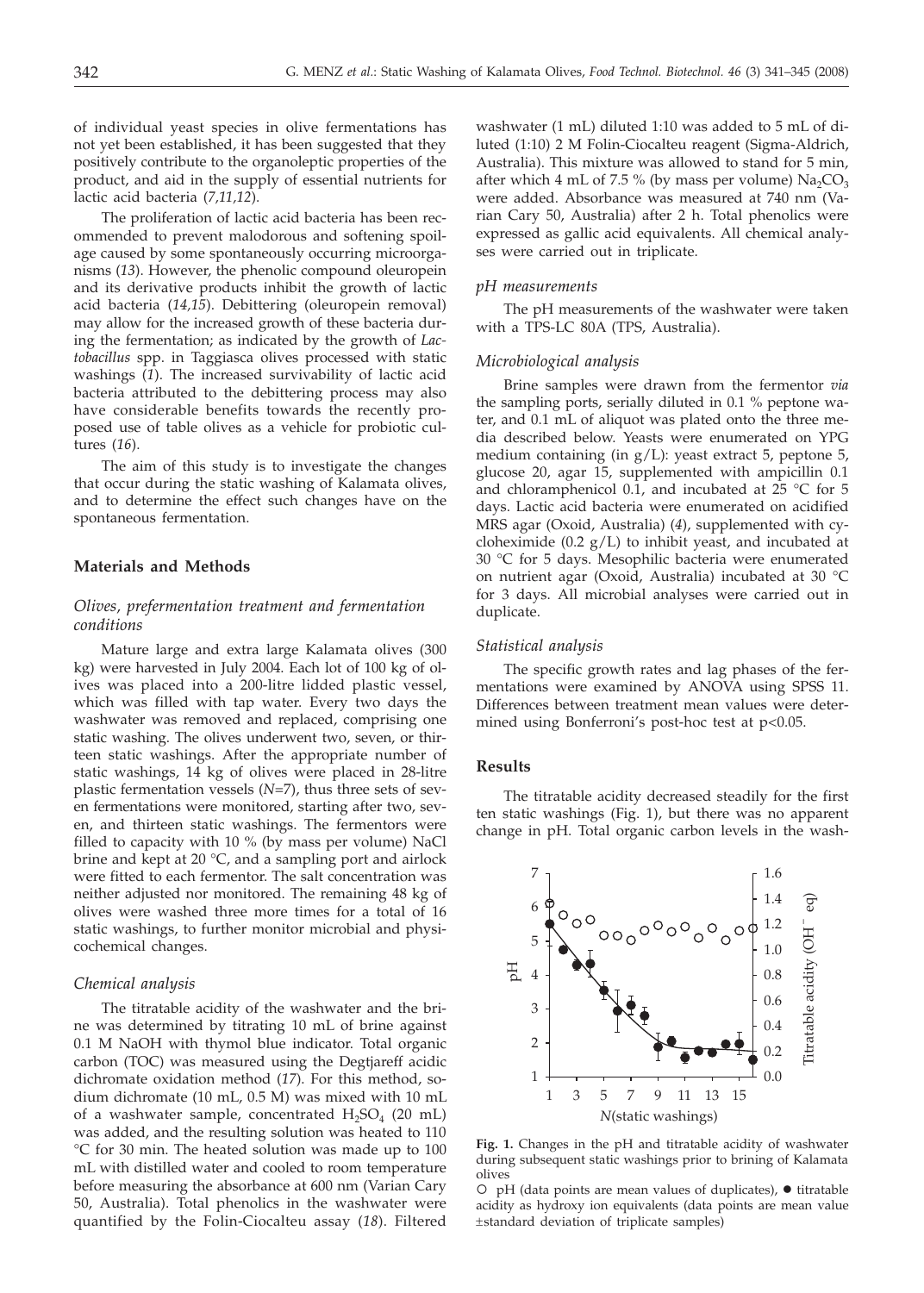of individual yeast species in olive fermentations has not yet been established, it has been suggested that they positively contribute to the organoleptic properties of the product, and aid in the supply of essential nutrients for lactic acid bacteria (*7,11,12*).

The proliferation of lactic acid bacteria has been recommended to prevent malodorous and softening spoilage caused by some spontaneously occurring microorganisms (*13*). However, the phenolic compound oleuropein and its derivative products inhibit the growth of lactic acid bacteria (*14,15*). Debittering (oleuropein removal) may allow for the increased growth of these bacteria during the fermentation; as indicated by the growth of *Lactobacillus* spp. in Taggiasca olives processed with static washings (*1*). The increased survivability of lactic acid bacteria attributed to the debittering process may also have considerable benefits towards the recently proposed use of table olives as a vehicle for probiotic cultures (*16*).

The aim of this study is to investigate the changes that occur during the static washing of Kalamata olives, and to determine the effect such changes have on the spontaneous fermentation.

## Materials and Methods

### *Olives, prefermentation treatment and fermentation conditions*

Mature large and extra large Kalamata olives (300 kg) were harvested in July 2004. Each lot of 100 kg of olives was placed into a 200-litre lidded plastic vessel, which was filled with tap water. Every two days the washwater was removed and replaced, comprising one static washing. The olives underwent two, seven, or thirteen static washings. After the appropriate number of static washings, 14 kg of olives were placed in 28-litre plastic fermentation vessels ($N=7$), thus three sets of seven fermentations were monitored, starting after two, seven, and thirteen static washings. The fermentors were filled to capacity with 10 % (by mass per volume) NaCl brine and kept at 20 °C, and a sampling port and airlock were fitted to each fermentor. The salt concentration was neither adjusted nor monitored. The remaining 48 kg of olives were washed three more times for a total of 16 static washings, to further monitor microbial and physicochemical changes.

### *Chemical analysis*

The titratable acidity of the washwater and the brine was determined by titrating 10 mL of brine against 0.1 M NaOH with thymol blue indicator. Total organic carbon (TOC) was measured using the Degtjareff acidic dichromate oxidation method (*17*). For this method, sodium dichromate (10 mL, 0.5 M) was mixed with 10 mL of a washwater sample, concentrated $H_2SO_4$ (20 mL) was added, and the resulting solution was heated to 110 °C for 30 min. The heated solution was made up to 100 mL with distilled water and cooled to room temperature before measuring the absorbance at 600 nm (Varian Cary 50, Australia). Total phenolics in the washwater were quantified by the Folin-Ciocalteu assay (*18*). Filtered washwater (1 mL) diluted 1:10 was added to 5 mL of diluted (1:10) 2 M Folin-Ciocalteu reagent (Sigma-Aldrich, Australia). This mixture was allowed to stand for 5 min, after which 4 mL of 7.5 % (by mass per volume) $Na_2CO_3$ were added. Absorbance was measured at 740 nm (Varian Cary 50, Australia) after 2 h. Total phenolics were expressed as gallic acid equivalents. All chemical analyses were carried out in triplicate.

### *pH measurements*

The pH measurements of the washwater were taken with a TPS-LC 80A (TPS, Australia).

### *Microbiological analysis*

Brine samples were drawn from the fermentor *via* the sampling ports, serially diluted in 0.1 % peptone water, and 0.1 mL of aliquot was plated onto the three media described below. Yeasts were enumerated on YPG medium containing (in g/L): yeast extract 5, peptone 5, glucose 20, agar 15, supplemented with ampicillin 0.1 and chloramphenicol 0.1, and incubated at 25 °C for 5 days. Lactic acid bacteria were enumerated on acidified MRS agar (Oxoid, Australia) (*4*), supplemented with cycloheximide (0.2 g/L) to inhibit yeast, and incubated at 30 °C for 5 days. Mesophilic bacteria were enumerated on nutrient agar (Oxoid, Australia) incubated at 30 °C for 3 days. All microbial analyses were carried out in duplicate.

### *Statistical analysis*

The specific growth rates and lag phases of the fermentations were examined by ANOVA using SPSS 11. Differences between treatment mean values were determined using Bonferroni's post-hoc test at $p<0.05$.

## Results

The titratable acidity decreased steadily for the first ten static washings (Fig. 1), but there was no apparent change in pH. Total organic carbon levels in the wash-

**Fig. 1.** Changes in the pH and titratable acidity of washwater during subsequent static washings prior to brining of Kalamata olives

○ pH (data points are mean values of duplicates), ● titratable acidity as hydroxy ion equivalents (data points are mean value ±standard deviation of triplicate samples)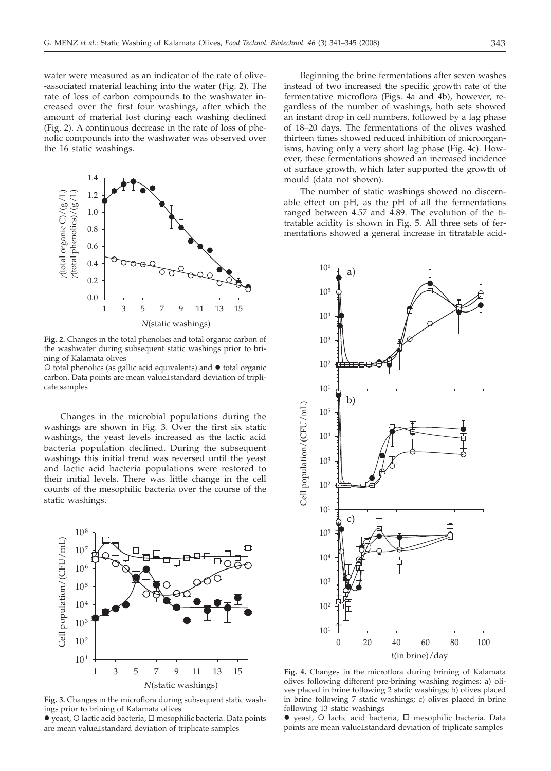water were measured as an indicator of the rate of olive-associated material leaching into the water (Fig. 2). The rate of loss of carbon compounds to the washwater increased over the first four washings, after which the amount of material lost during each washing declined (Fig. 2). A continuous decrease in the rate of loss of phenolic compounds into the washwater was observed over the 16 static washings.

**Fig. 2.** Changes in the total phenolics and total organic carbon of the washwater during subsequent static washings prior to brining of Kalamata olives

○ total phenolics (as gallic acid equivalents) and ● total organic carbon. Data points are mean value±standard deviation of triplicate samples

Changes in the microbial populations during the washings are shown in Fig. 3. Over the first six static washings, the yeast levels increased as the lactic acid bacteria population declined. During the subsequent washings this initial trend was reversed until the yeast and lactic acid bacteria populations were restored to their initial levels. There was little change in the cell counts of the mesophilic bacteria over the course of the static washings.

**Fig. 3.** Changes in the microflora during subsequent static washings prior to brining of Kalamata olives

● yeast, ○ lactic acid bacteria, □ mesophilic bacteria. Data points are mean value±standard deviation of triplicate samples

Beginning the brine fermentations after seven washes instead of two increased the specific growth rate of the fermentative microflora (Figs. 4a and 4b), however, regardless of the number of washings, both sets showed an instant drop in cell numbers, followed by a lag phase of 18–20 days. The fermentations of the olives washed thirteen times showed reduced inhibition of microorganisms, having only a very short lag phase (Fig. 4c). However, these fermentations showed an increased incidence of surface growth, which later supported the growth of mould (data not shown).

The number of static washings showed no discernable effect on pH, as the pH of all the fermentations ranged between 4.57 and 4.89. The evolution of the titratable acidity is shown in Fig. 5. All three sets of fermentations showed a general increase in titratable acid-

**Fig. 4.** Changes in the microflora during brining of Kalamata olives following different pre-brining washing regimes: a) olives placed in brine following 2 static washings; b) olives placed in brine following 7 static washings; c) olives placed in brine following 13 static washings

● yeast, ○ lactic acid bacteria, □ mesophilic bacteria. Data points are mean value±standard deviation of triplicate samples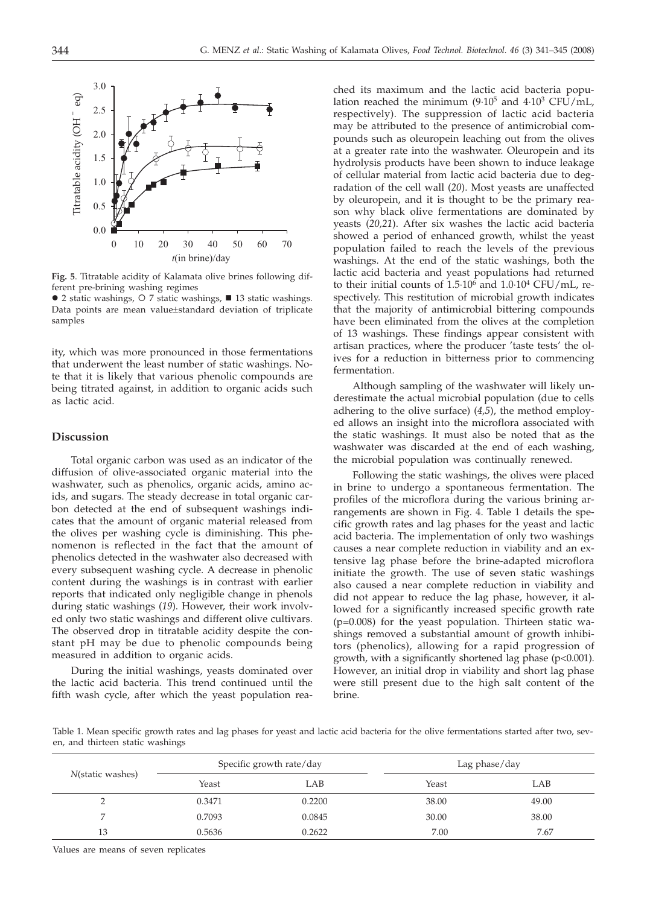**Fig. 5**. Titratable acidity of Kalamata olive brines following different pre-brining washing regimes

● 2 static washings, ○ 7 static washings, ■ 13 static washings. Data points are mean value±standard deviation of triplicate samples

ity, which was more pronounced in those fermentations that underwent the least number of static washings. Note that it is likely that various phenolic compounds are being titrated against, in addition to organic acids such as lactic acid.

## Discussion

Total organic carbon was used as an indicator of the diffusion of olive-associated organic material into the washwater, such as phenolics, organic acids, amino acids, and sugars. The steady decrease in total organic carbon detected at the end of subsequent washings indicates that the amount of organic material released from the olives per washing cycle is diminishing. This phenomenon is reflected in the fact that the amount of phenolics detected in the washwater also decreased with every subsequent washing cycle. A decrease in phenolic content during the washings is in contrast with earlier reports that indicated only negligible change in phenols during static washings (*19*). However, their work involved only two static washings and different olive cultivars. The observed drop in titratable acidity despite the constant pH may be due to phenolic compounds being measured in addition to organic acids.

During the initial washings, yeasts dominated over the lactic acid bacteria. This trend continued until the fifth wash cycle, after which the yeast population reached its maximum and the lactic acid bacteria population reached the minimum ($9\cdot10^5$ and $4\cdot10^3$ CFU/mL, respectively). The suppression of lactic acid bacteria may be attributed to the presence of antimicrobial compounds such as oleuropein leaching out from the olives at a greater rate into the washwater. Oleuropein and its hydrolysis products have been shown to induce leakage of cellular material from lactic acid bacteria due to degradation of the cell wall (*20*). Most yeasts are unaffected by oleuropein, and it is thought to be the primary reason why black olive fermentations are dominated by yeasts (*20,21*). After six washes the lactic acid bacteria showed a period of enhanced growth, whilst the yeast population failed to reach the levels of the previous washings. At the end of the static washings, both the lactic acid bacteria and yeast populations had returned to their initial counts of $1.5\cdot10^6$ and $1.0\cdot10^4$ CFU/mL, respectively. This restitution of microbial growth indicates that the majority of antimicrobial bittering compounds have been eliminated from the olives at the completion of 13 washings. These findings appear consistent with artisan practices, where the producer 'taste tests' the olives for a reduction in bitterness prior to commencing fermentation.

Although sampling of the washwater will likely underestimate the actual microbial population (due to cells adhering to the olive surface) (*4,5*), the method employed allows an insight into the microflora associated with the static washings. It must also be noted that as the washwater was discarded at the end of each washing, the microbial population was continually renewed.

Following the static washings, the olives were placed in brine to undergo a spontaneous fermentation. The profiles of the microflora during the various brining arrangements are shown in Fig. 4. Table 1 details the specific growth rates and lag phases for the yeast and lactic acid bacteria. The implementation of only two washings causes a near complete reduction in viability and an extensive lag phase before the brine-adapted microflora initiate the growth. The use of seven static washings also caused a near complete reduction in viability and did not appear to reduce the lag phase, however, it allowed for a significantly increased specific growth rate ($p=0.008$) for the yeast population. Thirteen static washings removed a substantial amount of growth inhibitors (phenolics), allowing for a rapid progression of growth, with a significantly shortened lag phase ($p<0.001$). However, an initial drop in viability and short lag phase were still present due to the high salt content of the brine.

Table 1. Mean specific growth rates and lag phases for yeast and lactic acid bacteria for the olive fermentations started after two, seven, and thirteen static washings

| *N*(static washes) | Specific growth rate/day | | Lag phase/day | |
|---|---|---|---|---|
| | Yeast | LAB | Yeast | LAB |
| 2 | 0.3471 | 0.2200 | 38.00 | 49.00 |
| 7 | 0.7093 | 0.0845 | 30.00 | 38.00 |
| 13 | 0.5636 | 0.2622 | 7.00 | 7.67 |

Values are means of seven replicates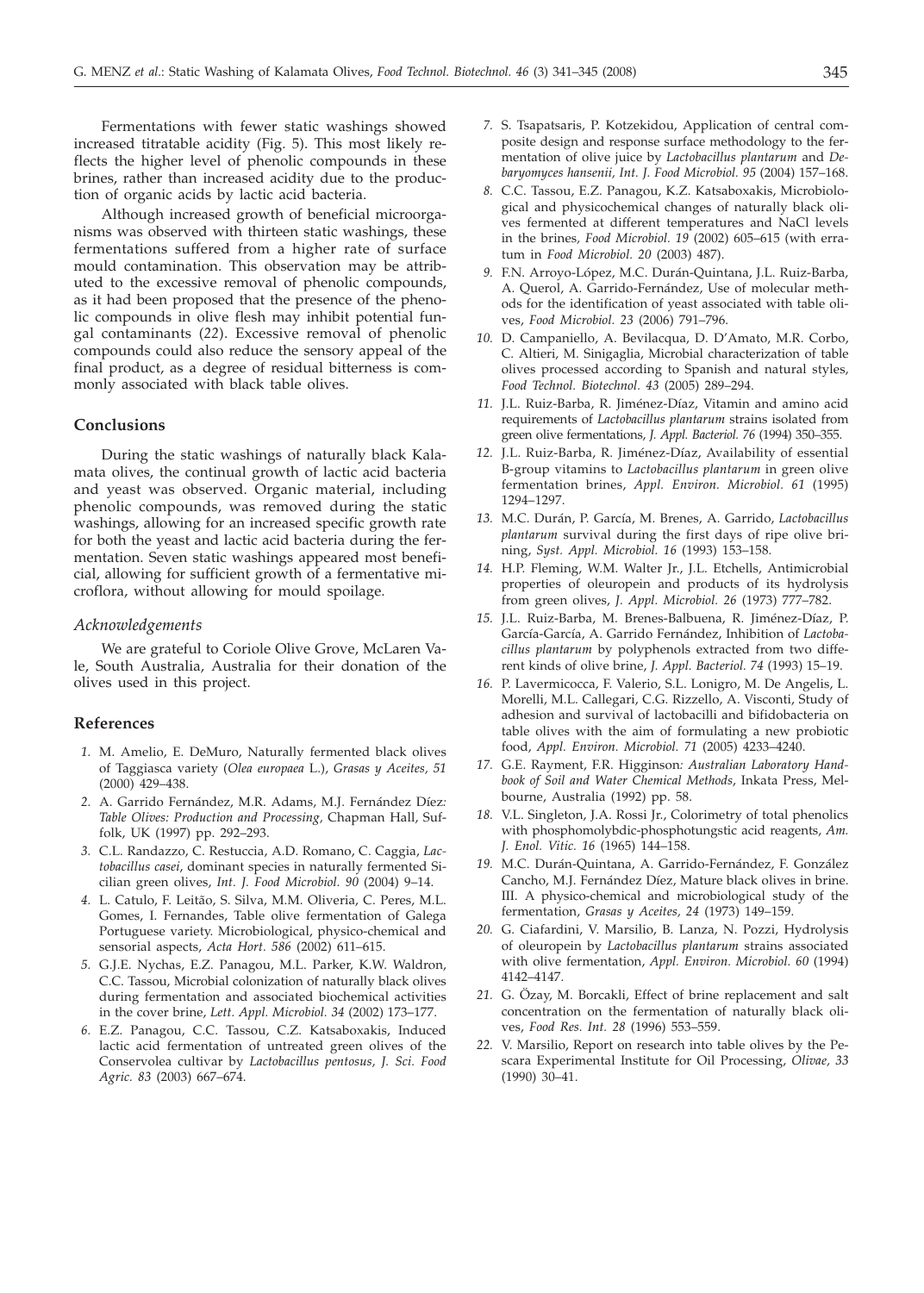Fermentations with fewer static washings showed increased titratable acidity (Fig. 5). This most likely reflects the higher level of phenolic compounds in these brines, rather than increased acidity due to the production of organic acids by lactic acid bacteria.

Although increased growth of beneficial microorganisms was observed with thirteen static washings, these fermentations suffered from a higher rate of surface mould contamination. This observation may be attributed to the excessive removal of phenolic compounds, as it had been proposed that the presence of the phenolic compounds in olive flesh may inhibit potential fungal contaminants (*22*). Excessive removal of phenolic compounds could also reduce the sensory appeal of the final product, as a degree of residual bitterness is commonly associated with black table olives.

## Conclusions

During the static washings of naturally black Kalamata olives, the continual growth of lactic acid bacteria and yeast was observed. Organic material, including phenolic compounds, was removed during the static washings, allowing for an increased specific growth rate for both the yeast and lactic acid bacteria during the fermentation. Seven static washings appeared most beneficial, allowing for sufficient growth of a fermentative microflora, without allowing for mould spoilage.

### *Acknowledgements*

We are grateful to Coriole Olive Grove, McLaren Vale, South Australia, Australia for their donation of the olives used in this project.

## References

1. M. Amelio, E. DeMuro, Naturally fermented black olives of Taggiasca variety (*Olea europaea* L.), *Grasas y Aceites, 51* (2000) 429–438.
2. A. Garrido Fernández, M.R. Adams, M.J. Fernández Díez*: Table Olives: Production and Processing,* Chapman Hall, Suffolk, UK (1997) pp. 292–293.
3. C.L. Randazzo, C. Restuccia, A.D. Romano, C. Caggia, *Lactobacillus casei*, dominant species in naturally fermented Sicilian green olives, *Int. J. Food Microbiol. 90* (2004) 9–14.
4. L. Catulo, P. Leitão, S. Silva, M.M. Oliveria, C. Peres, M.L. Gomes, I. Fernandes, Table olive fermentation of Galega Portuguese variety. Microbiological, physico-chemical and sensorial aspects, *Acta Hort. 586* (2002) 611–615.
5. G.J.E. Nychas, E.Z. Panagou, M.L. Parker, K.W. Waldron, C.C. Tassou, Microbial colonization of naturally black olives during fermentation and associated biochemical activities in the cover brine, *Lett. Appl. Microbiol. 34* (2002) 173–177.
6. E.Z. Panagou, C.C. Tassou, C.Z. Katsaboxakis, Induced lactic acid fermentation of untreated green olives of the Conservolea cultivar by *Lactobacillus pentosus*, *J. Sci. Food Agric. 83* (2003) 667–674.
7. S. Tsapatsaris, P. Kotzekidou, Application of central composite design and response surface methodology to the fermentation of olive juice by *Lactobacillus plantarum* and *Debaryomyces hansenii*, *Int. J. Food Microbiol. 95* (2004) 157–168.
8. C.C. Tassou, E.Z. Panagou, K.Z. Katsaboxakis, Microbiological and physicochemical changes of naturally black olives fermented at different temperatures and NaCl levels in the brines, *Food Microbiol. 19* (2002) 605–615 (with erratum in *Food Microbiol. 20* (2003) 487).
9. F.N. Arroyo-López, M.C. Durán-Quintana, J.L. Ruiz-Barba, A. Querol, A. Garrido-Fernández, Use of molecular methods for the identification of yeast associated with table olives, *Food Microbiol. 23* (2006) 791–796.
10. D. Campaniello, A. Bevilacqua, D. D'Amato, M.R. Corbo, C. Altieri, M. Sinigaglia, Microbial characterization of table olives processed according to Spanish and natural styles, *Food Technol. Biotechnol. 43* (2005) 289–294.
11. J.L. Ruiz-Barba, R. Jiménez-Díaz, Vitamin and amino acid requirements of *Lactobacillus plantarum* strains isolated from green olive fermentations, *J. Appl. Bacteriol. 76* (1994) 350–355.
12. J.L. Ruiz-Barba, R. Jiménez-Díaz, Availability of essential B-group vitamins to *Lactobacillus plantarum* in green olive fermentation brines, *Appl. Environ. Microbiol. 61* (1995) 1294–1297.
13. M.C. Durán, P. García, M. Brenes, A. Garrido, *Lactobacillus plantarum* survival during the first days of ripe olive brining, *Syst. Appl. Microbiol. 16* (1993) 153–158.
14. H.P. Fleming, W.M. Walter Jr., J.L. Etchells, Antimicrobial properties of oleuropein and products of its hydrolysis from green olives, *J. Appl. Microbiol. 26* (1973) 777–782.
15. J.L. Ruiz-Barba, M. Brenes-Balbuena, R. Jiménez-Díaz, P. García-García, A. Garrido Fernández, Inhibition of *Lactobacillus plantarum* by polyphenols extracted from two different kinds of olive brine, *J. Appl. Bacteriol. 74* (1993) 15–19.
16. P. Lavermicocca, F. Valerio, S.L. Lonigro, M. De Angelis, L. Morelli, M.L. Callegari, C.G. Rizzello, A. Visconti, Study of adhesion and survival of lactobacilli and bifidobacteria on table olives with the aim of formulating a new probiotic food, *Appl. Environ. Microbiol. 71* (2005) 4233–4240.
17. G.E. Rayment, F.R. Higginson*: Australian Laboratory Handbook of Soil and Water Chemical Methods*, Inkata Press, Melbourne, Australia (1992) pp. 58.
18. V.L. Singleton, J.A. Rossi Jr., Colorimetry of total phenolics with phosphomolybdic-phosphotungstic acid reagents, *Am. J. Enol. Vitic. 16* (1965) 144–158.
19. M.C. Durán-Quintana, A. Garrido-Fernández, F. González Cancho, M.J. Fernández Díez, Mature black olives in brine. III. A physico-chemical and microbiological study of the fermentation, *Grasas y Aceites, 24* (1973) 149–159.
20. G. Ciafardini, V. Marsilio, B. Lanza, N. Pozzi, Hydrolysis of oleuropein by *Lactobacillus plantarum* strains associated with olive fermentation, *Appl. Environ. Microbiol. 60* (1994) 4142–4147.
21. G. Özay, M. Borcakli, Effect of brine replacement and salt concentration on the fermentation of naturally black olives, *Food Res. Int. 28* (1996) 553–559.
22. V. Marsilio, Report on research into table olives by the Pescara Experimental Institute for Oil Processing, *Olivae, 33* (1990) 30–41.